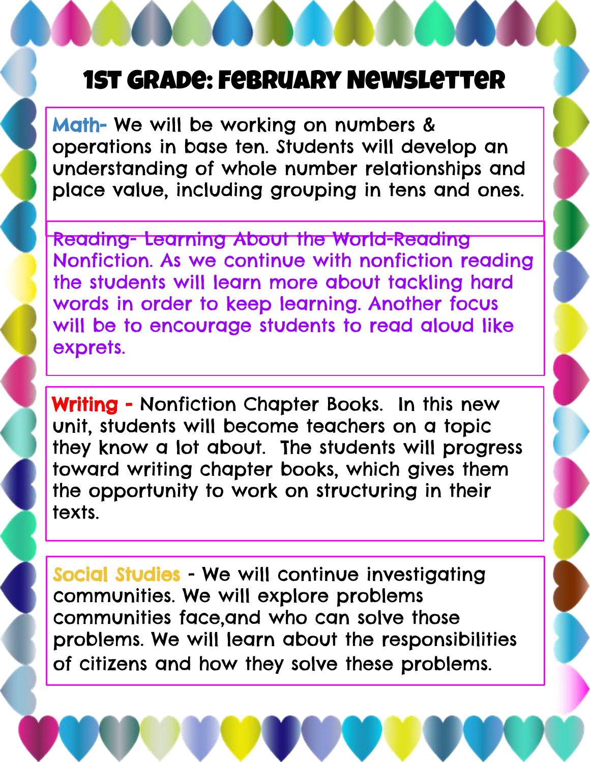# 1st Grade: February Newsletter

**Math-** We will be working on numbers & operations in base ten. Students will develop an understanding of whole number relationships and place value, including grouping in tens and ones.

**Reading-** Learning About the World-Reading Nonfiction. As we continue with nonfiction reading the students will learn more about tackling hard words in order to keep learning. Another focus will be to encourage students to read aloud like exprets.

**Writing -** Nonfiction Chapter Books. In this new unit, students will become teachers on a topic they know a lot about. The students will progress toward writing chapter books, which gives them the opportunity to work on structuring in their texts.

**Social Studies** - We will continue investigating communities. We will explore problems communities face,and who can solve those problems. We will learn about the responsibilities of citizens and how they solve these problems.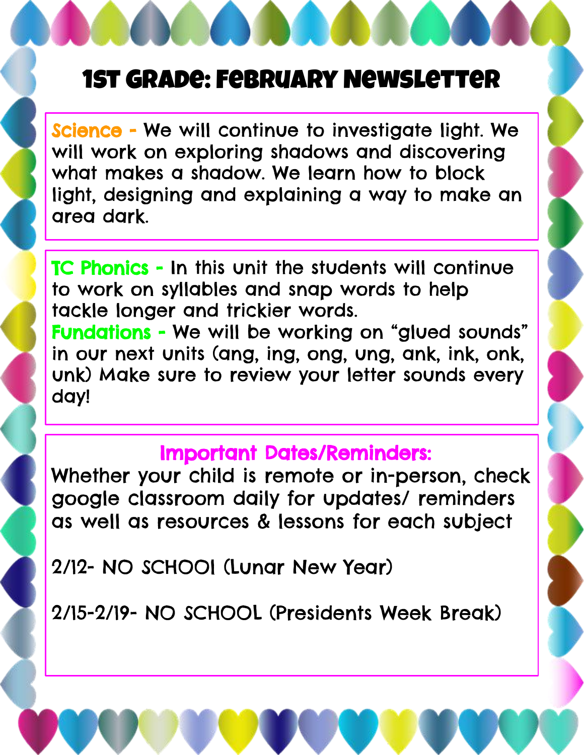# 1st Grade: February Newsletter

**Science -** We will continue to investigate light. We will work on exploring shadows and discovering what makes a shadow. We learn how to block light, designing and explaining a way to make an area dark.

**TC Phonics -** In this unit the students will continue to work on syllables and snap words to help tackle longer and trickier words.

**Fundations -** We will be working on "glued sounds" in our next units (ang, ing, ong, ung, ank, ink, onk, unk) Make sure to review your letter sounds every day!

**Important Dates/Reminders:**

Whether your child is remote or in-person, check google classroom daily for updates/ reminders as well as resources & lessons for each subject

2/12- NO SCHOOl (Lunar New Year)

2/15-2/19- NO SCHOOL (Presidents Week Break)